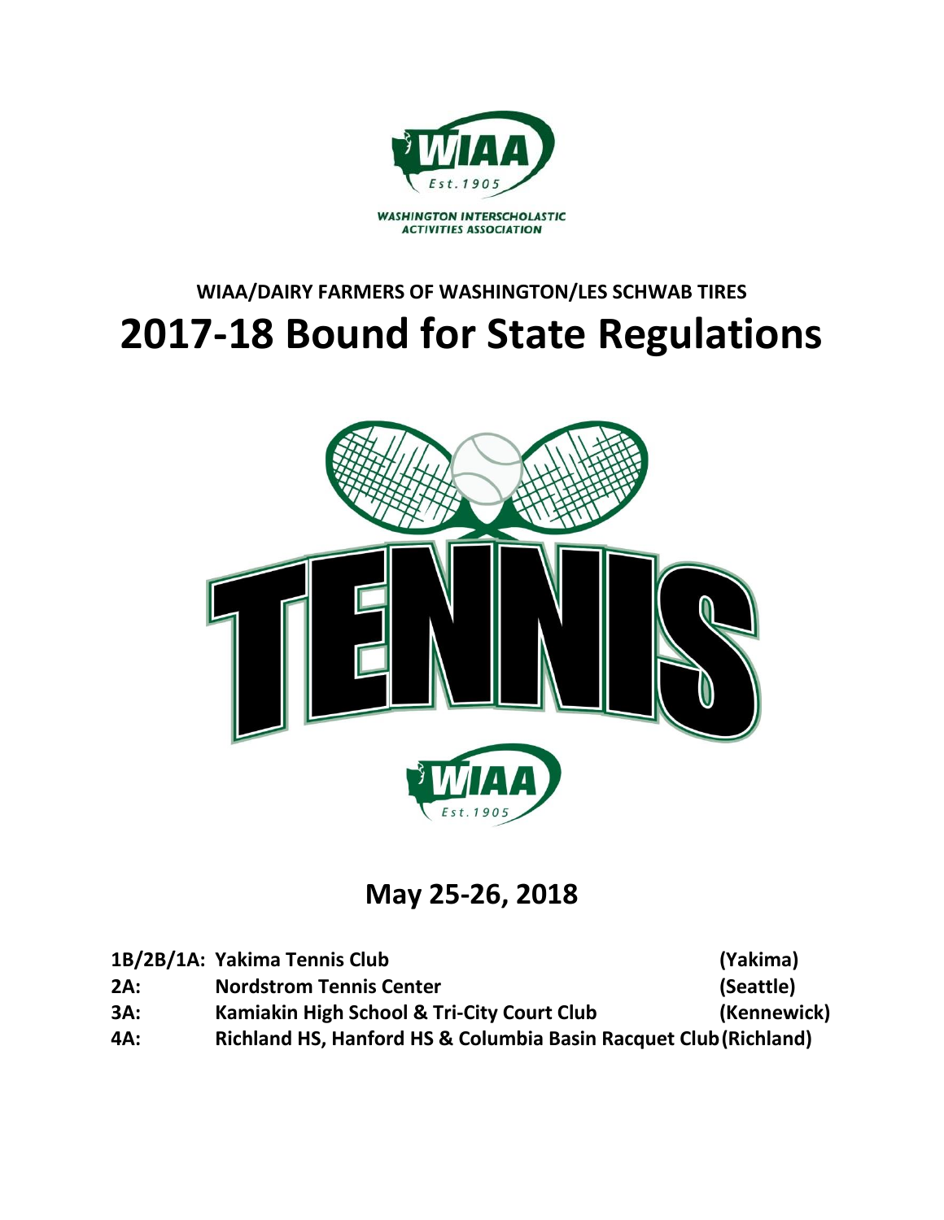WASHINGTON INTERSCHOLASTIC ACTIVITIES ASSOCIATION

## WIAA/DAIRY FARMERS OF WASHINGTON/LES SCHWAB TIRES

# 2017-18 Bound for State Regulations

## May 25-26, 2018

| | | |
|---|---|---|
| **1B/2B/1A:** | **Yakima Tennis Club** | **(Yakima)** |
| **2A:** | **Nordstrom Tennis Center** | **(Seattle)** |
| **3A:** | **Kamiakin High School & Tri-City Court Club** | **(Kennewick)** |
| **4A:** | **Richland HS, Hanford HS & Columbia Basin Racquet Club** | **(Richland)** |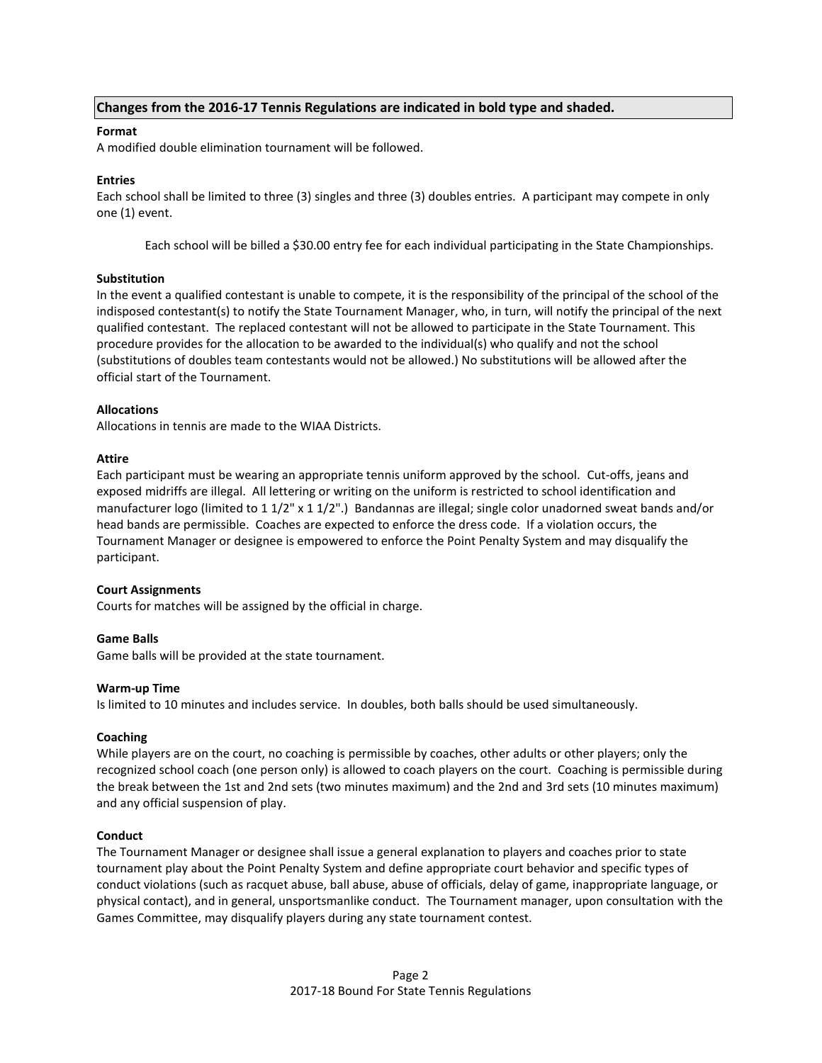**Changes from the 2016-17 Tennis Regulations are indicated in bold type and shaded.**

**Format**

A modified double elimination tournament will be followed.

**Entries**

Each school shall be limited to three (3) singles and three (3) doubles entries. A participant may compete in only one (1) event.

Each school will be billed a $30.00 entry fee for each individual participating in the State Championships.

**Substitution**

In the event a qualified contestant is unable to compete, it is the responsibility of the principal of the school of the indisposed contestant(s) to notify the State Tournament Manager, who, in turn, will notify the principal of the next qualified contestant. The replaced contestant will not be allowed to participate in the State Tournament. This procedure provides for the allocation to be awarded to the individual(s) who qualify and not the school (substitutions of doubles team contestants would not be allowed.) No substitutions will be allowed after the official start of the Tournament.

**Allocations**

Allocations in tennis are made to the WIAA Districts.

**Attire**

Each participant must be wearing an appropriate tennis uniform approved by the school. Cut-offs, jeans and exposed midriffs are illegal. All lettering or writing on the uniform is restricted to school identification and manufacturer logo (limited to 1 1/2" x 1 1/2".) Bandannas are illegal; single color unadorned sweat bands and/or head bands are permissible. Coaches are expected to enforce the dress code. If a violation occurs, the Tournament Manager or designee is empowered to enforce the Point Penalty System and may disqualify the participant.

**Court Assignments**

Courts for matches will be assigned by the official in charge.

**Game Balls**

Game balls will be provided at the state tournament.

**Warm-up Time**

Is limited to 10 minutes and includes service. In doubles, both balls should be used simultaneously.

**Coaching**

While players are on the court, no coaching is permissible by coaches, other adults or other players; only the recognized school coach (one person only) is allowed to coach players on the court. Coaching is permissible during the break between the 1st and 2nd sets (two minutes maximum) and the 2nd and 3rd sets (10 minutes maximum) and any official suspension of play.

**Conduct**

The Tournament Manager or designee shall issue a general explanation to players and coaches prior to state tournament play about the Point Penalty System and define appropriate court behavior and specific types of conduct violations (such as racquet abuse, ball abuse, abuse of officials, delay of game, inappropriate language, or physical contact), and in general, unsportsmanlike conduct. The Tournament manager, upon consultation with the Games Committee, may disqualify players during any state tournament contest.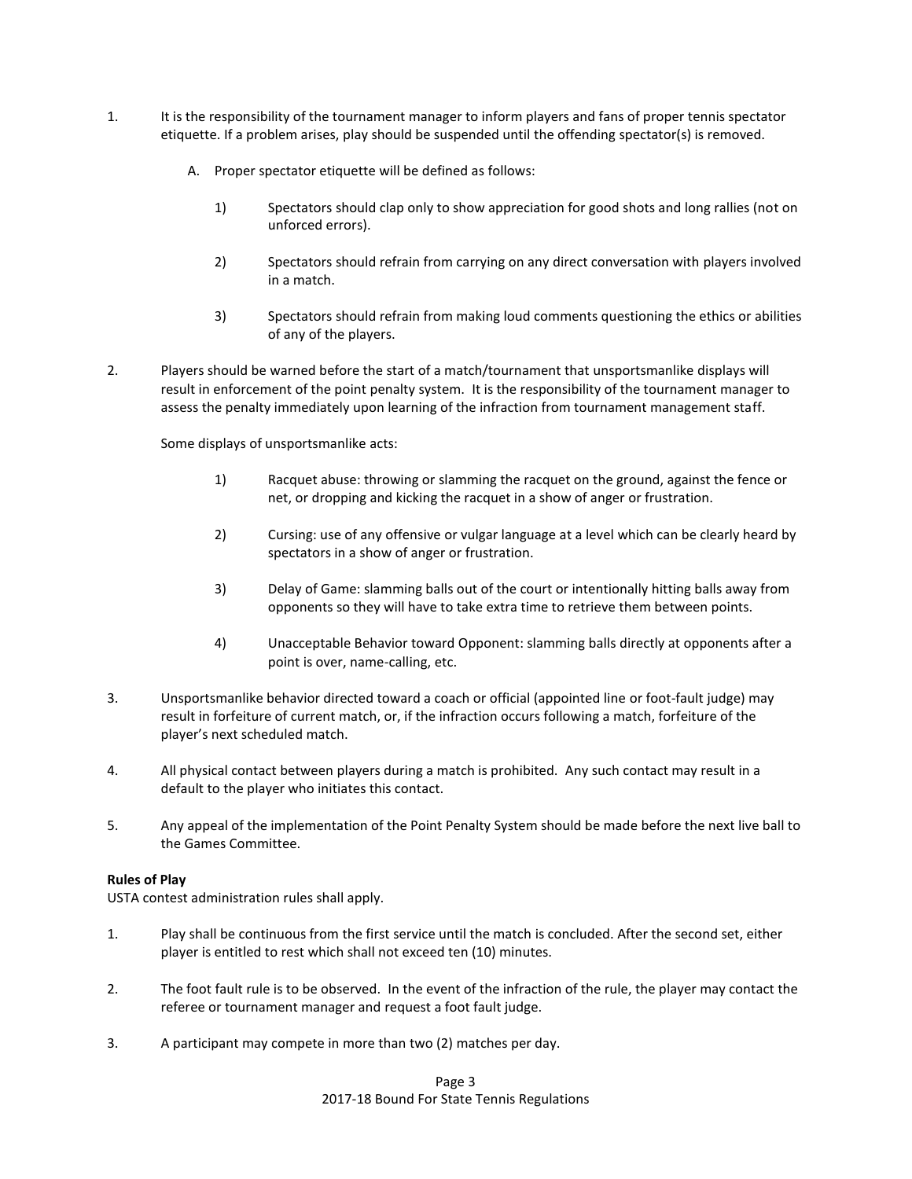1. It is the responsibility of the tournament manager to inform players and fans of proper tennis spectator etiquette. If a problem arises, play should be suspended until the offending spectator(s) is removed.

    A. Proper spectator etiquette will be defined as follows:

        1) Spectators should clap only to show appreciation for good shots and long rallies (not on unforced errors).

        2) Spectators should refrain from carrying on any direct conversation with players involved in a match.

        3) Spectators should refrain from making loud comments questioning the ethics or abilities of any of the players.

2. Players should be warned before the start of a match/tournament that unsportsmanlike displays will result in enforcement of the point penalty system. It is the responsibility of the tournament manager to assess the penalty immediately upon learning of the infraction from tournament management staff.

    Some displays of unsportsmanlike acts:

        1) Racquet abuse: throwing or slamming the racquet on the ground, against the fence or net, or dropping and kicking the racquet in a show of anger or frustration.

        2) Cursing: use of any offensive or vulgar language at a level which can be clearly heard by spectators in a show of anger or frustration.

        3) Delay of Game: slamming balls out of the court or intentionally hitting balls away from opponents so they will have to take extra time to retrieve them between points.

        4) Unacceptable Behavior toward Opponent: slamming balls directly at opponents after a point is over, name-calling, etc.

3. Unsportsmanlike behavior directed toward a coach or official (appointed line or foot-fault judge) may result in forfeiture of current match, or, if the infraction occurs following a match, forfeiture of the player's next scheduled match.

4. All physical contact between players during a match is prohibited. Any such contact may result in a default to the player who initiates this contact.

5. Any appeal of the implementation of the Point Penalty System should be made before the next live ball to the Games Committee.

**Rules of Play**

USTA contest administration rules shall apply.

1. Play shall be continuous from the first service until the match is concluded. After the second set, either player is entitled to rest which shall not exceed ten (10) minutes.

2. The foot fault rule is to be observed. In the event of the infraction of the rule, the player may contact the referee or tournament manager and request a foot fault judge.

3. A participant may compete in more than two (2) matches per day.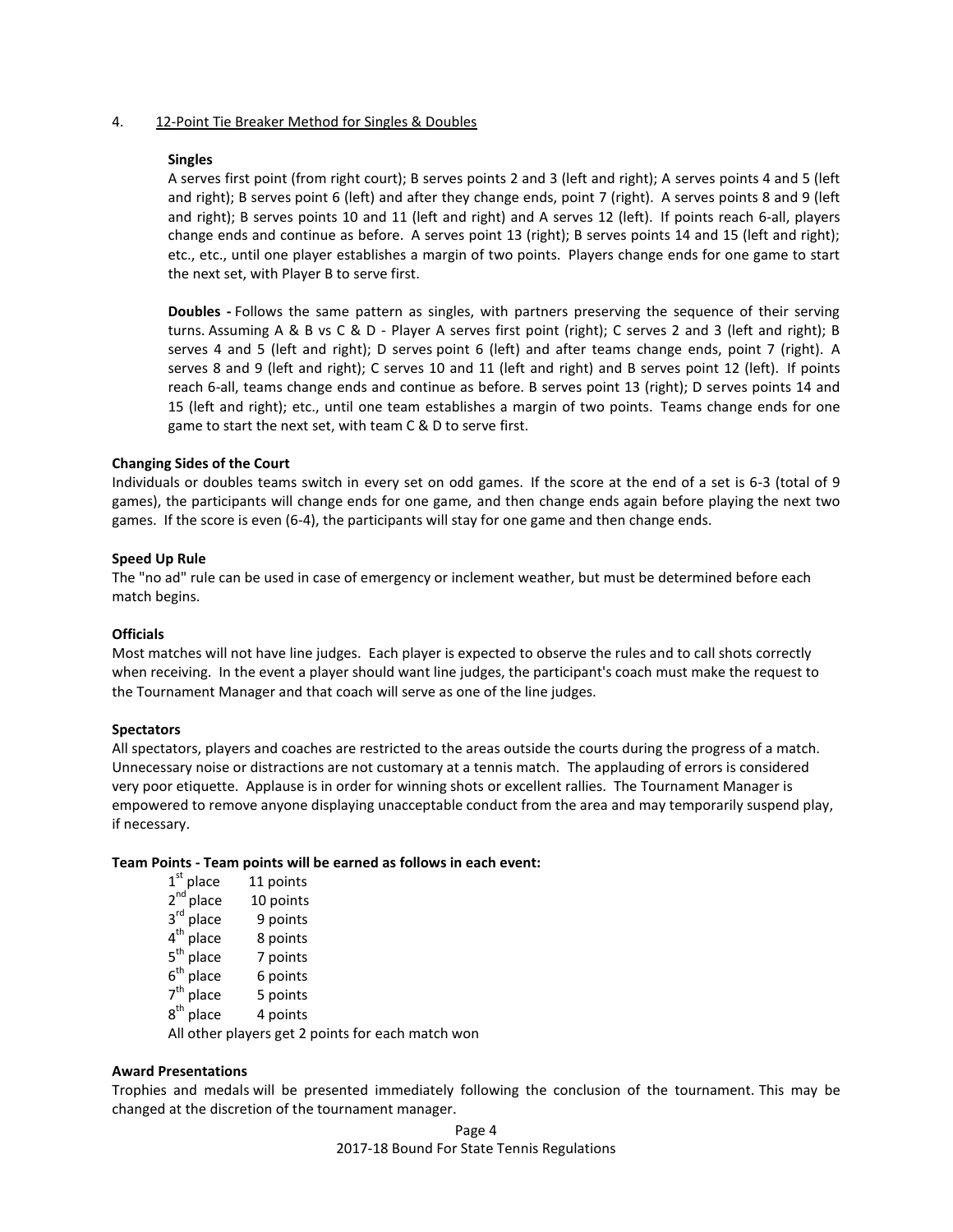4. 12-Point Tie Breaker Method for Singles & Doubles

**Singles**

A serves first point (from right court); B serves points 2 and 3 (left and right); A serves points 4 and 5 (left and right); B serves point 6 (left) and after they change ends, point 7 (right). A serves points 8 and 9 (left and right); B serves points 10 and 11 (left and right) and A serves 12 (left). If points reach 6-all, players change ends and continue as before. A serves point 13 (right); B serves points 14 and 15 (left and right); etc., etc., until one player establishes a margin of two points. Players change ends for one game to start the next set, with Player B to serve first.

**Doubles -** Follows the same pattern as singles, with partners preserving the sequence of their serving turns. Assuming A & B vs C & D - Player A serves first point (right); C serves 2 and 3 (left and right); B serves 4 and 5 (left and right); D serves point 6 (left) and after teams change ends, point 7 (right). A serves 8 and 9 (left and right); C serves 10 and 11 (left and right) and B serves point 12 (left). If points reach 6-all, teams change ends and continue as before. B serves point 13 (right); D serves points 14 and 15 (left and right); etc., until one team establishes a margin of two points. Teams change ends for one game to start the next set, with team C & D to serve first.

**Changing Sides of the Court**

Individuals or doubles teams switch in every set on odd games. If the score at the end of a set is 6-3 (total of 9 games), the participants will change ends for one game, and then change ends again before playing the next two games. If the score is even (6-4), the participants will stay for one game and then change ends.

**Speed Up Rule**

The "no ad" rule can be used in case of emergency or inclement weather, but must be determined before each match begins.

**Officials**

Most matches will not have line judges. Each player is expected to observe the rules and to call shots correctly when receiving. In the event a player should want line judges, the participant's coach must make the request to the Tournament Manager and that coach will serve as one of the line judges.

**Spectators**

All spectators, players and coaches are restricted to the areas outside the courts during the progress of a match. Unnecessary noise or distractions are not customary at a tennis match. The applauding of errors is considered very poor etiquette. Applause is in order for winning shots or excellent rallies. The Tournament Manager is empowered to remove anyone displaying unacceptable conduct from the area and may temporarily suspend play, if necessary.

**Team Points - Team points will be earned as follows in each event:**

| | |
|---|---|
| 1st place | 11 points |
| 2nd place | 10 points |
| 3rd place | 9 points |
| 4th place | 8 points |
| 5th place | 7 points |
| 6th place | 6 points |
| 7th place | 5 points |
| 8th place | 4 points |

All other players get 2 points for each match won

**Award Presentations**

Trophies and medals will be presented immediately following the conclusion of the tournament. This may be changed at the discretion of the tournament manager.